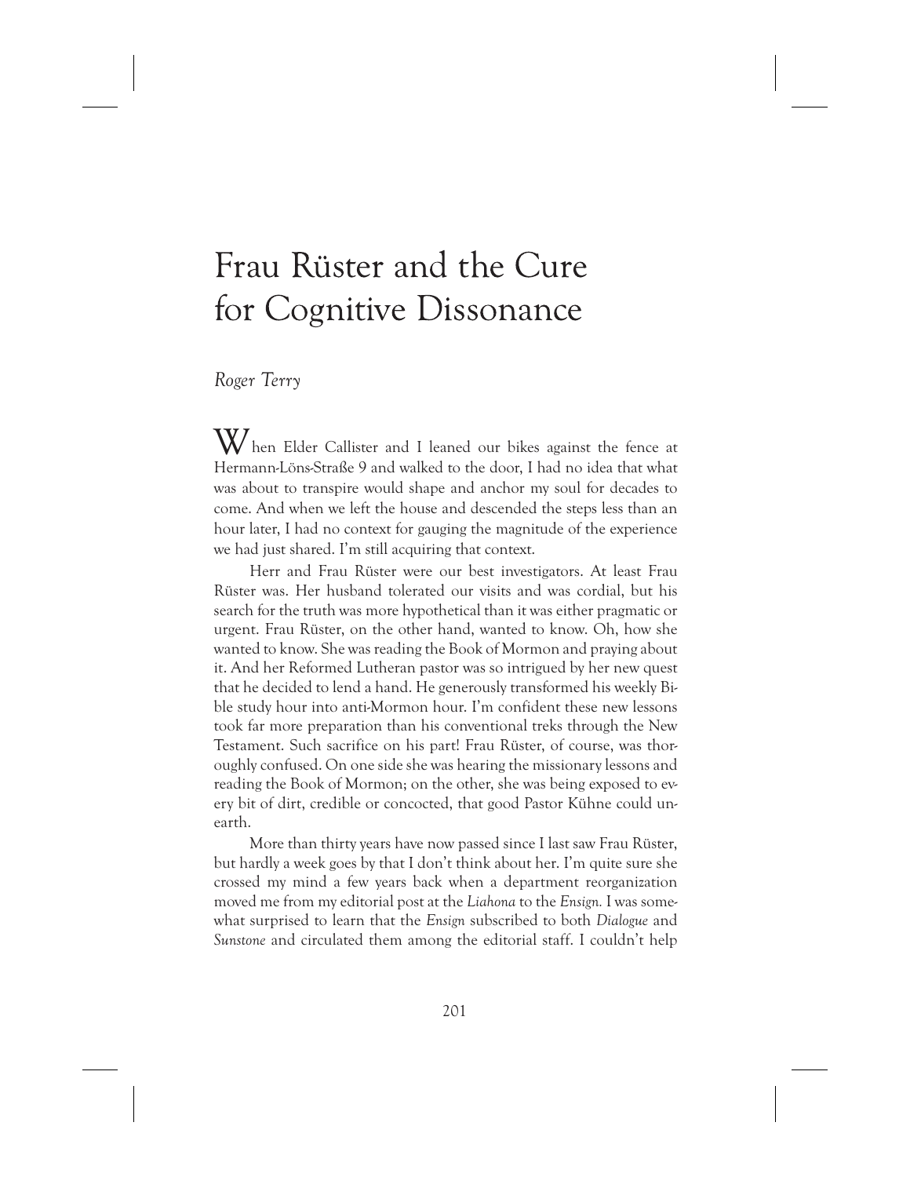# Frau Rüster and the Cure for Cognitive Dissonance

*Roger Terry*

When Elder Callister and I leaned our bikes against the fence at Hermann-Löns-Straße 9 and walked to the door, I had no idea that what was about to transpire would shape and anchor my soul for decades to come. And when we left the house and descended the steps less than an hour later, I had no context for gauging the magnitude of the experience we had just shared. I'm still acquiring that context.

Herr and Frau Rüster were our best investigators. At least Frau Rüster was. Her husband tolerated our visits and was cordial, but his search for the truth was more hypothetical than it was either pragmatic or urgent. Frau Rüster, on the other hand, wanted to know. Oh, how she wanted to know. She was reading the Book of Mormon and praying about it. And her Reformed Lutheran pastor was so intrigued by her new quest that he decided to lend a hand. He generously transformed his weekly Bible study hour into anti-Mormon hour. I'm confident these new lessons took far more preparation than his conventional treks through the New Testament. Such sacrifice on his part! Frau Rüster, of course, was thoroughly confused. On one side she was hearing the missionary lessons and reading the Book of Mormon; on the other, she was being exposed to every bit of dirt, credible or concocted, that good Pastor Kühne could unearth.

More than thirty years have now passed since I last saw Frau Rüster, but hardly a week goes by that I don't think about her. I'm quite sure she crossed my mind a few years back when a department reorganization moved me from my editorial post at the *Liahona* to the *Ensign*. I was somewhat surprised to learn that the *Ensign* subscribed to both *Dialogue* and *Sunstone* and circulated them among the editorial staff. I couldn't help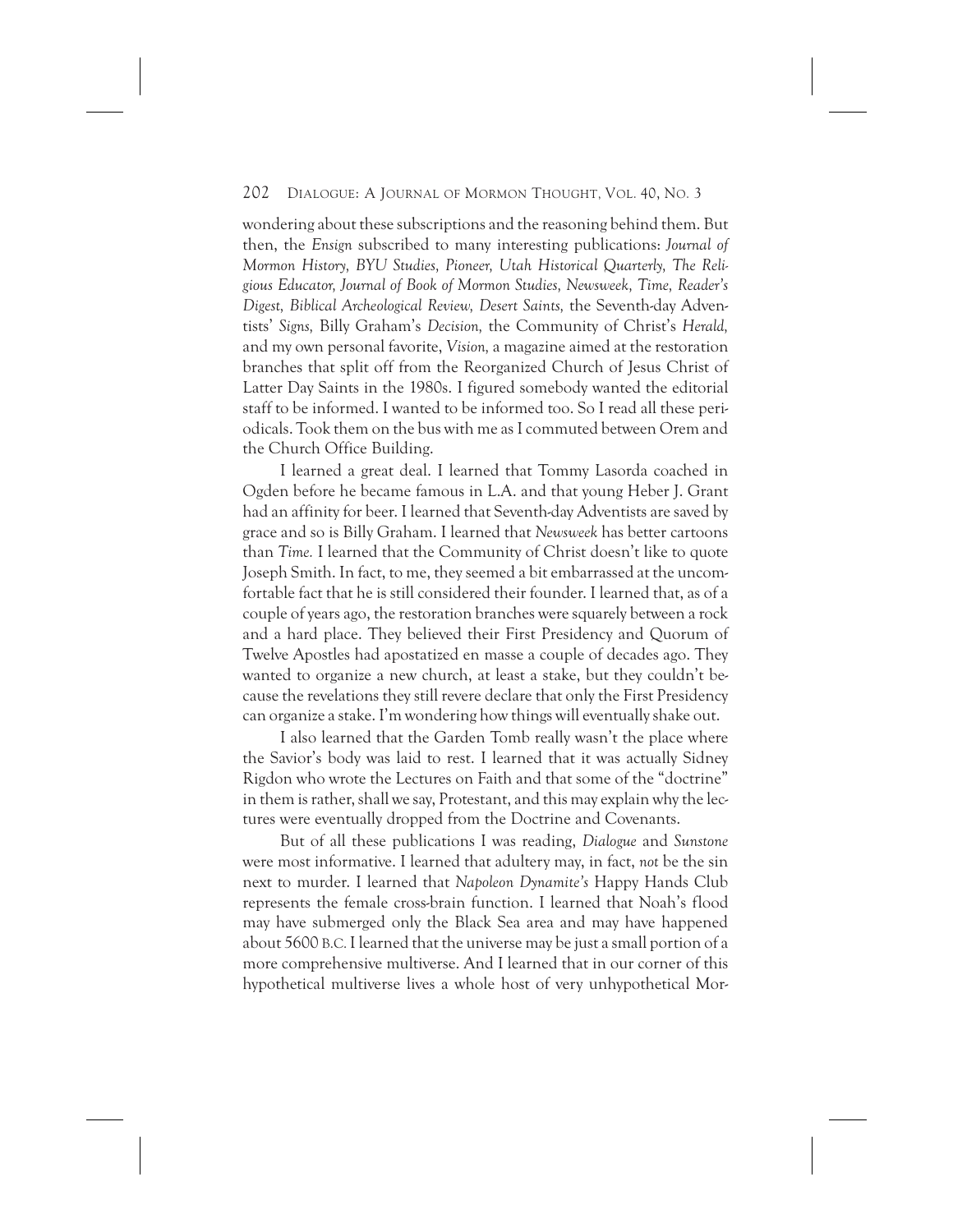wondering about these subscriptions and the reasoning behind them. But then, the *Ensign* subscribed to many interesting publications: *Journal of Mormon History, BYU Studies, Pioneer, Utah Historical Quarterly, The Religious Educator, Journal of Book of Mormon Studies, Newsweek, Time, Reader's Digest, Biblical Archeological Review, Desert Saints,* the Seventh-day Adventists' *Signs,* Billy Graham's *Decision,* the Community of Christ's *Herald,* and my own personal favorite, *Vision,* a magazine aimed at the restoration branches that split off from the Reorganized Church of Jesus Christ of Latter Day Saints in the 1980s. I figured somebody wanted the editorial staff to be informed. I wanted to be informed too. So I read all these periodicals. Took them on the bus with me as I commuted between Orem and the Church Office Building.

I learned a great deal. I learned that Tommy Lasorda coached in Ogden before he became famous in L.A. and that young Heber J. Grant had an affinity for beer. I learned that Seventh-day Adventists are saved by grace and so is Billy Graham. I learned that *Newsweek* has better cartoons than *Time.* I learned that the Community of Christ doesn't like to quote Joseph Smith. In fact, to me, they seemed a bit embarrassed at the uncomfortable fact that he is still considered their founder. I learned that, as of a couple of years ago, the restoration branches were squarely between a rock and a hard place. They believed their First Presidency and Quorum of Twelve Apostles had apostatized en masse a couple of decades ago. They wanted to organize a new church, at least a stake, but they couldn't because the revelations they still revere declare that only the First Presidency can organize a stake. I'm wondering how things will eventually shake out.

I also learned that the Garden Tomb really wasn't the place where the Savior's body was laid to rest. I learned that it was actually Sidney Rigdon who wrote the Lectures on Faith and that some of the "doctrine" in them is rather, shall we say, Protestant, and this may explain why the lectures were eventually dropped from the Doctrine and Covenants.

But of all these publications I was reading, *Dialogue* and *Sunstone* were most informative. I learned that adultery may, in fact, *not* be the sin next to murder. I learned that *Napoleon Dynamite's* Happy Hands Club represents the female cross-brain function. I learned that Noah's flood may have submerged only the Black Sea area and may have happened about 5600 B.C. I learned that the universe may be just a small portion of a more comprehensive multiverse. And I learned that in our corner of this hypothetical multiverse lives a whole host of very unhypothetical Mor-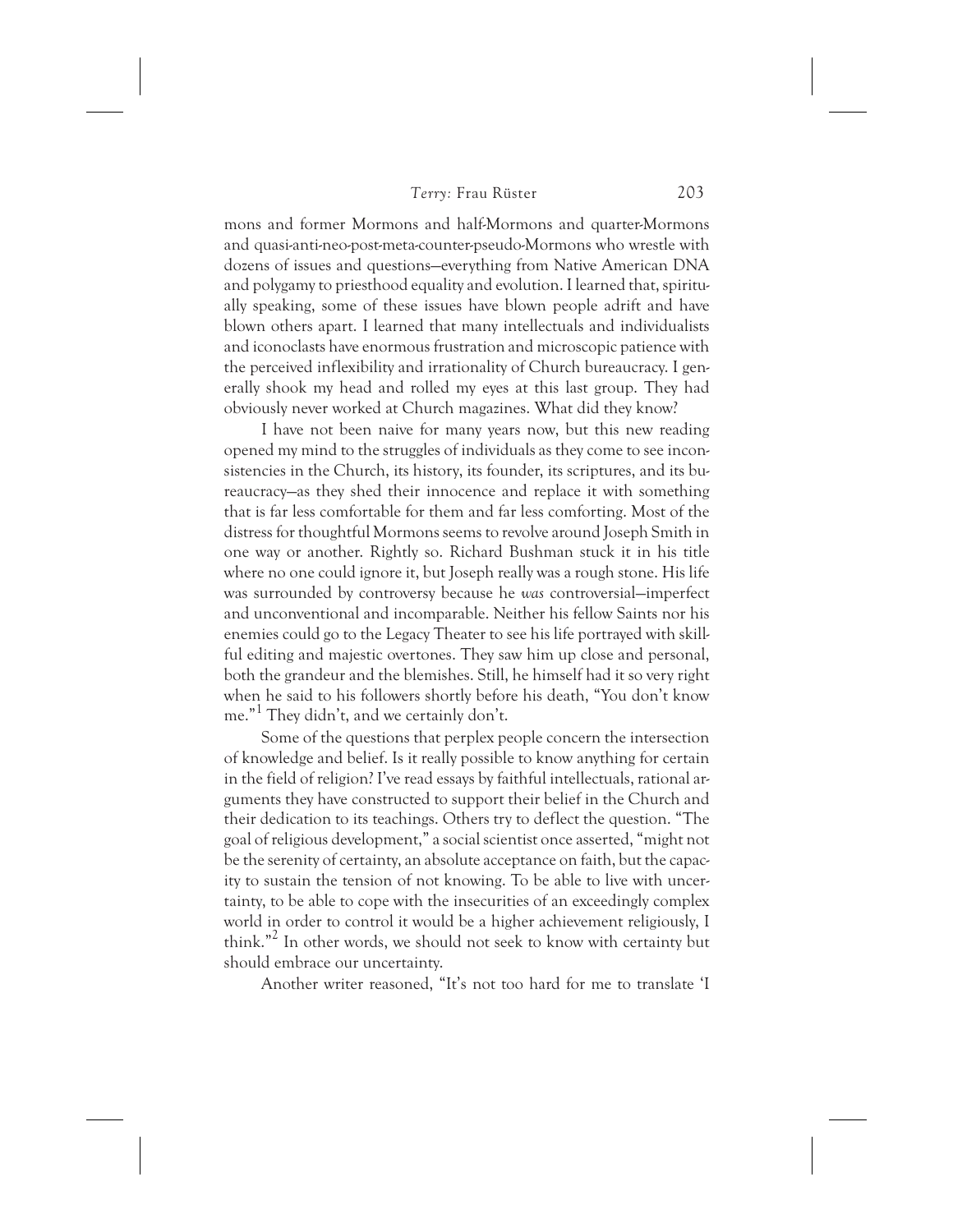mons and former Mormons and half-Mormons and quarter-Mormons and quasi-anti-neo-post-meta-counter-pseudo-Mormons who wrestle with dozens of issues and questions—everything from Native American DNA and polygamy to priesthood equality and evolution. I learned that, spiritually speaking, some of these issues have blown people adrift and have blown others apart. I learned that many intellectuals and individualists and iconoclasts have enormous frustration and microscopic patience with the perceived inflexibility and irrationality of Church bureaucracy. I generally shook my head and rolled my eyes at this last group. They had obviously never worked at Church magazines. What did they know?

I have not been naive for many years now, but this new reading opened my mind to the struggles of individuals as they come to see inconsistencies in the Church, its history, its founder, its scriptures, and its bureaucracy—as they shed their innocence and replace it with something that is far less comfortable for them and far less comforting. Most of the distress for thoughtful Mormons seems to revolve around Joseph Smith in one way or another. Rightly so. Richard Bushman stuck it in his title where no one could ignore it, but Joseph really was a rough stone. His life was surrounded by controversy because he *was* controversial—imperfect and unconventional and incomparable. Neither his fellow Saints nor his enemies could go to the Legacy Theater to see his life portrayed with skillful editing and majestic overtones. They saw him up close and personal, both the grandeur and the blemishes. Still, he himself had it so very right when he said to his followers shortly before his death, "You don't know me."[1] They didn't, and we certainly don't.

Some of the questions that perplex people concern the intersection of knowledge and belief. Is it really possible to know anything for certain in the field of religion? I've read essays by faithful intellectuals, rational arguments they have constructed to support their belief in the Church and their dedication to its teachings. Others try to deflect the question. "The goal of religious development," a social scientist once asserted, "might not be the serenity of certainty, an absolute acceptance on faith, but the capacity to sustain the tension of not knowing. To be able to live with uncertainty, to be able to cope with the insecurities of an exceedingly complex world in order to control it would be a higher achievement religiously, I think."[2] In other words, we should not seek to know with certainty but should embrace our uncertainty.

Another writer reasoned, "It's not too hard for me to translate 'I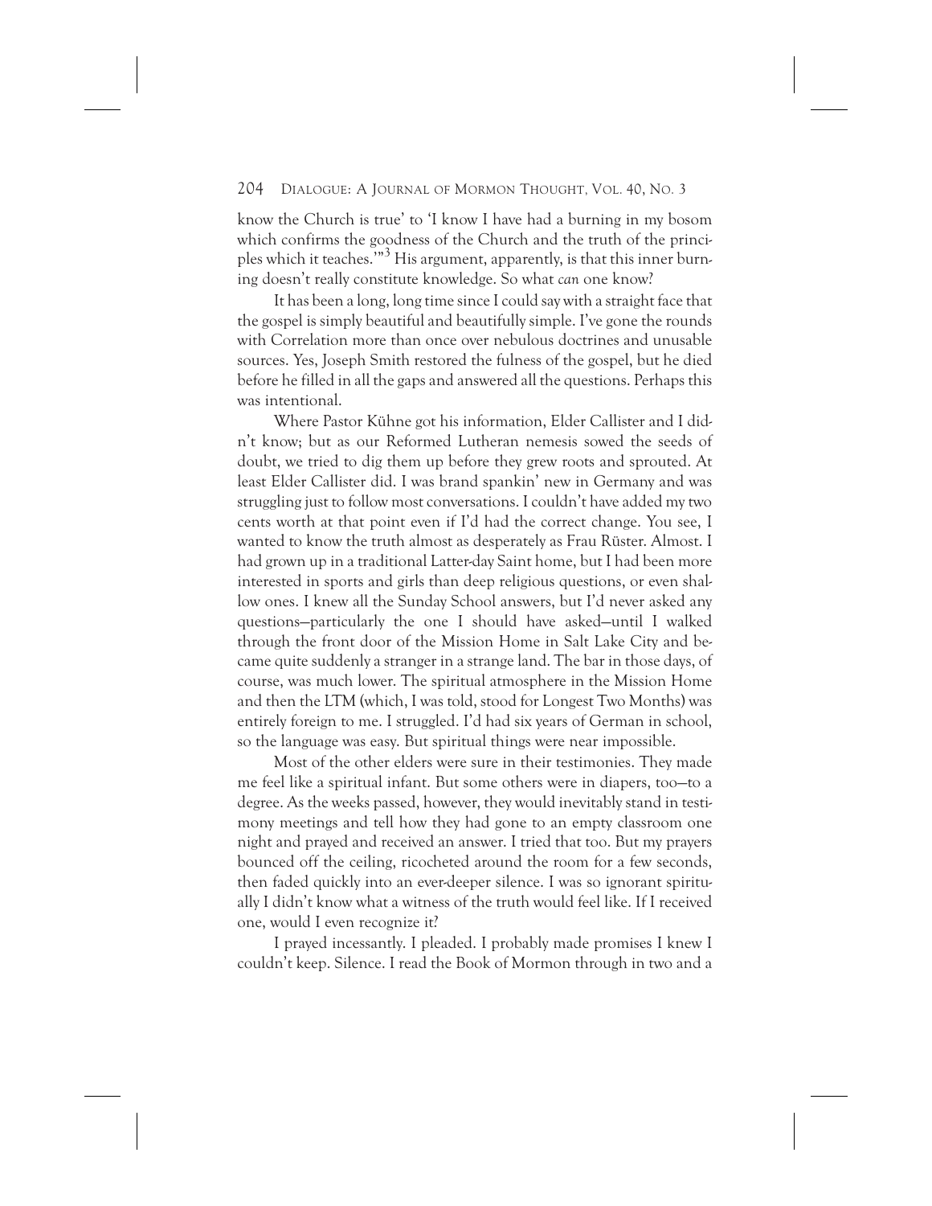know the Church is true' to 'I know I have had a burning in my bosom which confirms the goodness of the Church and the truth of the principles which it teaches.'"[3] His argument, apparently, is that this inner burning doesn't really constitute knowledge. So what *can* one know?

It has been a long, long time since I could say with a straight face that the gospel is simply beautiful and beautifully simple. I've gone the rounds with Correlation more than once over nebulous doctrines and unusable sources. Yes, Joseph Smith restored the fulness of the gospel, but he died before he filled in all the gaps and answered all the questions. Perhaps this was intentional.

Where Pastor Kühne got his information, Elder Callister and I didn't know; but as our Reformed Lutheran nemesis sowed the seeds of doubt, we tried to dig them up before they grew roots and sprouted. At least Elder Callister did. I was brand spankin' new in Germany and was struggling just to follow most conversations. I couldn't have added my two cents worth at that point even if I'd had the correct change. You see, I wanted to know the truth almost as desperately as Frau Rüster. Almost. I had grown up in a traditional Latter-day Saint home, but I had been more interested in sports and girls than deep religious questions, or even shallow ones. I knew all the Sunday School answers, but I'd never asked any questions—particularly the one I should have asked—until I walked through the front door of the Mission Home in Salt Lake City and became quite suddenly a stranger in a strange land. The bar in those days, of course, was much lower. The spiritual atmosphere in the Mission Home and then the LTM (which, I was told, stood for Longest Two Months) was entirely foreign to me. I struggled. I'd had six years of German in school, so the language was easy. But spiritual things were near impossible.

Most of the other elders were sure in their testimonies. They made me feel like a spiritual infant. But some others were in diapers, too—to a degree. As the weeks passed, however, they would inevitably stand in testimony meetings and tell how they had gone to an empty classroom one night and prayed and received an answer. I tried that too. But my prayers bounced off the ceiling, ricocheted around the room for a few seconds, then faded quickly into an ever-deeper silence. I was so ignorant spiritually I didn't know what a witness of the truth would feel like. If I received one, would I even recognize it?

I prayed incessantly. I pleaded. I probably made promises I knew I couldn't keep. Silence. I read the Book of Mormon through in two and a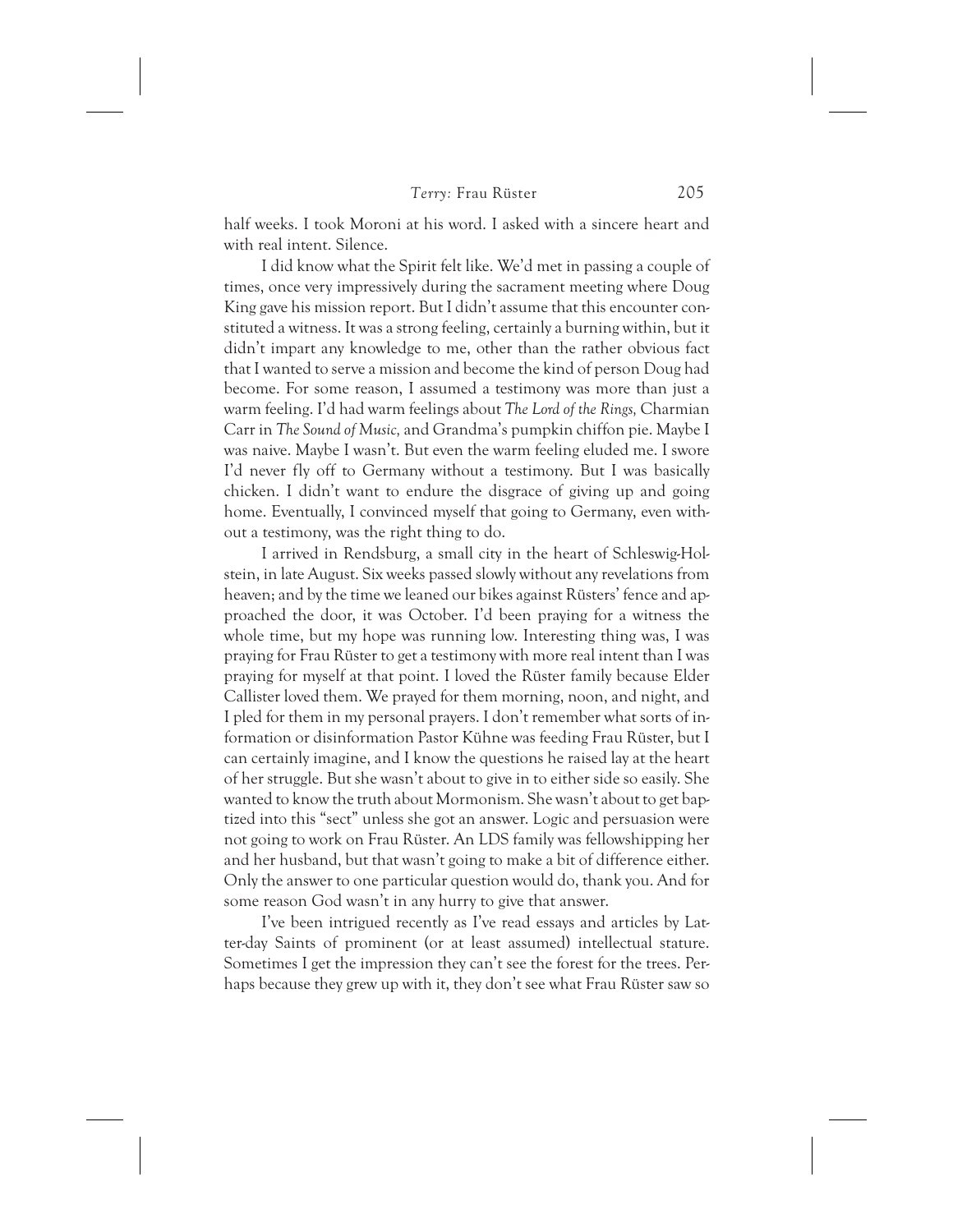half weeks. I took Moroni at his word. I asked with a sincere heart and with real intent. Silence.

I did know what the Spirit felt like. We'd met in passing a couple of times, once very impressively during the sacrament meeting where Doug King gave his mission report. But I didn't assume that this encounter constituted a witness. It was a strong feeling, certainly a burning within, but it didn't impart any knowledge to me, other than the rather obvious fact that I wanted to serve a mission and become the kind of person Doug had become. For some reason, I assumed a testimony was more than just a warm feeling. I'd had warm feelings about *The Lord of the Rings,* Charmian Carr in *The Sound of Music,* and Grandma's pumpkin chiffon pie. Maybe I was naive. Maybe I wasn't. But even the warm feeling eluded me. I swore I'd never fly off to Germany without a testimony. But I was basically chicken. I didn't want to endure the disgrace of giving up and going home. Eventually, I convinced myself that going to Germany, even without a testimony, was the right thing to do.

I arrived in Rendsburg, a small city in the heart of Schleswig-Holstein, in late August. Six weeks passed slowly without any revelations from heaven; and by the time we leaned our bikes against Rüsters' fence and approached the door, it was October. I'd been praying for a witness the whole time, but my hope was running low. Interesting thing was, I was praying for Frau Rüster to get a testimony with more real intent than I was praying for myself at that point. I loved the Rüster family because Elder Callister loved them. We prayed for them morning, noon, and night, and I pled for them in my personal prayers. I don't remember what sorts of information or disinformation Pastor Kühne was feeding Frau Rüster, but I can certainly imagine, and I know the questions he raised lay at the heart of her struggle. But she wasn't about to give in to either side so easily. She wanted to know the truth about Mormonism. She wasn't about to get baptized into this "sect" unless she got an answer. Logic and persuasion were not going to work on Frau Rüster. An LDS family was fellowshipping her and her husband, but that wasn't going to make a bit of difference either. Only the answer to one particular question would do, thank you. And for some reason God wasn't in any hurry to give that answer.

I've been intrigued recently as I've read essays and articles by Latter-day Saints of prominent (or at least assumed) intellectual stature. Sometimes I get the impression they can't see the forest for the trees. Perhaps because they grew up with it, they don't see what Frau Rüster saw so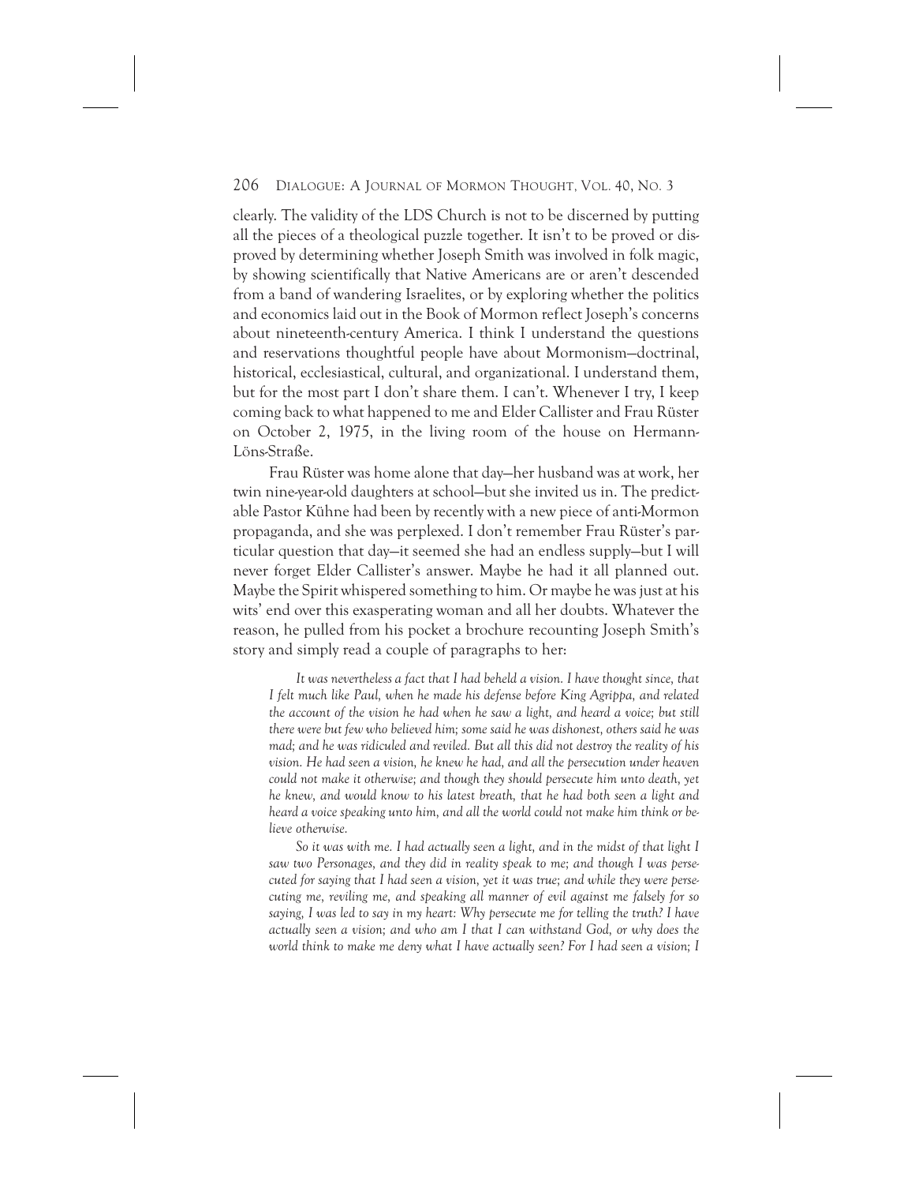clearly. The validity of the LDS Church is not to be discerned by putting all the pieces of a theological puzzle together. It isn't to be proved or disproved by determining whether Joseph Smith was involved in folk magic, by showing scientifically that Native Americans are or aren't descended from a band of wandering Israelites, or by exploring whether the politics and economics laid out in the Book of Mormon reflect Joseph's concerns about nineteenth-century America. I think I understand the questions and reservations thoughtful people have about Mormonism—doctrinal, historical, ecclesiastical, cultural, and organizational. I understand them, but for the most part I don't share them. I can't. Whenever I try, I keep coming back to what happened to me and Elder Callister and Frau Rüster on October 2, 1975, in the living room of the house on Hermann-Löns-Straße.

Frau Rüster was home alone that day—her husband was at work, her twin nine-year-old daughters at school—but she invited us in. The predictable Pastor Kühne had been by recently with a new piece of anti-Mormon propaganda, and she was perplexed. I don't remember Frau Rüster's particular question that day—it seemed she had an endless supply—but I will never forget Elder Callister's answer. Maybe he had it all planned out. Maybe the Spirit whispered something to him. Or maybe he was just at his wits' end over this exasperating woman and all her doubts. Whatever the reason, he pulled from his pocket a brochure recounting Joseph Smith's story and simply read a couple of paragraphs to her:

> *It was nevertheless a fact that I had beheld a vision. I have thought since, that I felt much like Paul, when he made his defense before King Agrippa, and related the account of the vision he had when he saw a light, and heard a voice; but still there were but few who believed him; some said he was dishonest, others said he was mad; and he was ridiculed and reviled. But all this did not destroy the reality of his vision. He had seen a vision, he knew he had, and all the persecution under heaven could not make it otherwise; and though they should persecute him unto death, yet he knew, and would know to his latest breath, that he had both seen a light and heard a voice speaking unto him, and all the world could not make him think or believe otherwise.*
>
> *So it was with me. I had actually seen a light, and in the midst of that light I saw two Personages, and they did in reality speak to me; and though I was persecuted for saying that I had seen a vision, yet it was true; and while they were persecuting me, reviling me, and speaking all manner of evil against me falsely for so saying, I was led to say in my heart: Why persecute me for telling the truth? I have actually seen a vision; and who am I that I can withstand God, or why does the world think to make me deny what I have actually seen? For I had seen a vision; I*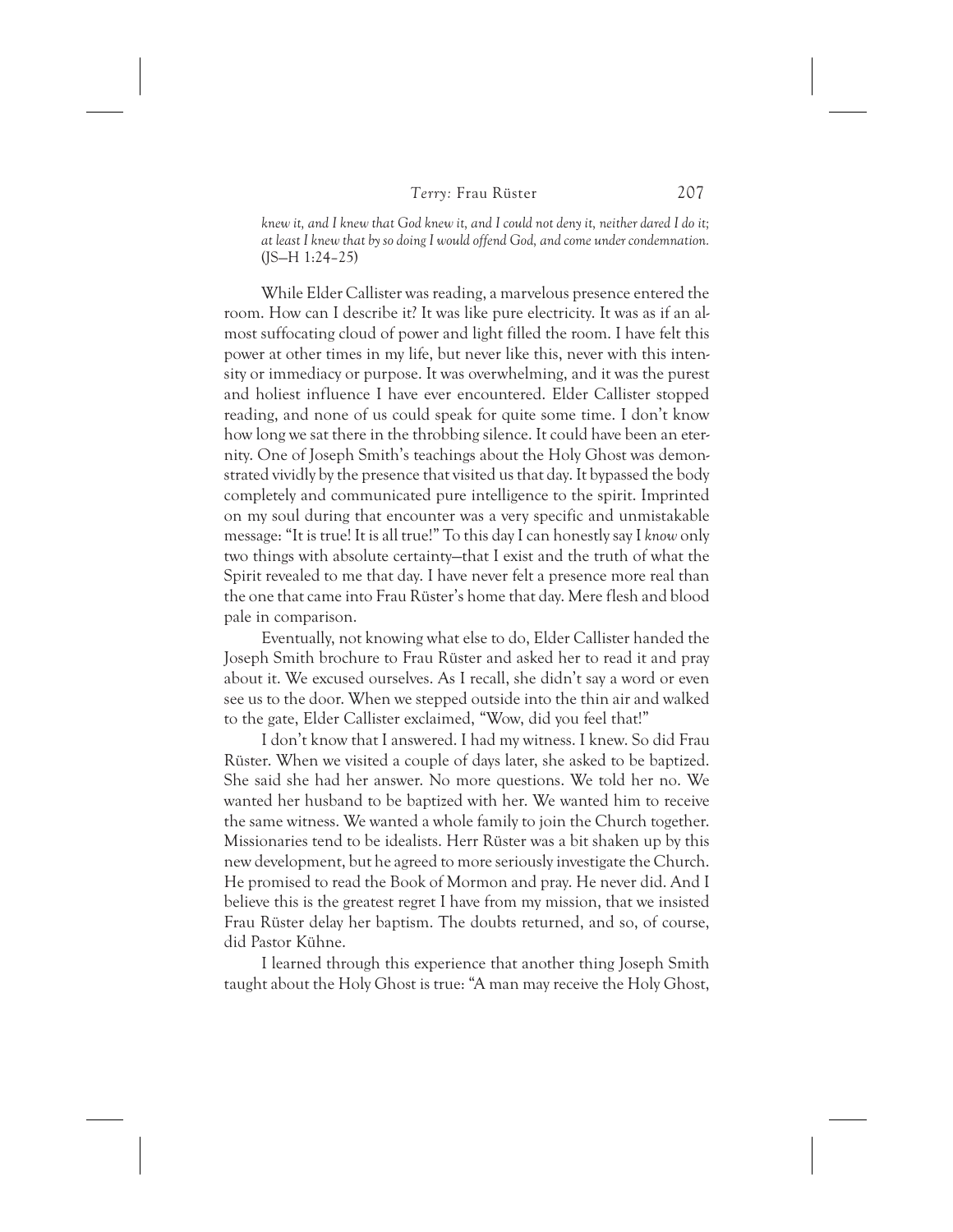*knew it, and I knew that God knew it, and I could not deny it, neither dared I do it; at least I knew that by so doing I would offend God, and come under condemnation.* (JS—H 1:24–25)

While Elder Callister was reading, a marvelous presence entered the room. How can I describe it? It was like pure electricity. It was as if an almost suffocating cloud of power and light filled the room. I have felt this power at other times in my life, but never like this, never with this intensity or immediacy or purpose. It was overwhelming, and it was the purest and holiest influence I have ever encountered. Elder Callister stopped reading, and none of us could speak for quite some time. I don't know how long we sat there in the throbbing silence. It could have been an eternity. One of Joseph Smith's teachings about the Holy Ghost was demonstrated vividly by the presence that visited us that day. It bypassed the body completely and communicated pure intelligence to the spirit. Imprinted on my soul during that encounter was a very specific and unmistakable message: "It is true! It is all true!" To this day I can honestly say I *know* only two things with absolute certainty—that I exist and the truth of what the Spirit revealed to me that day. I have never felt a presence more real than the one that came into Frau Rüster's home that day. Mere flesh and blood pale in comparison.

Eventually, not knowing what else to do, Elder Callister handed the Joseph Smith brochure to Frau Rüster and asked her to read it and pray about it. We excused ourselves. As I recall, she didn't say a word or even see us to the door. When we stepped outside into the thin air and walked to the gate, Elder Callister exclaimed, "Wow, did you feel that!"

I don't know that I answered. I had my witness. I knew. So did Frau Rüster. When we visited a couple of days later, she asked to be baptized. She said she had her answer. No more questions. We told her no. We wanted her husband to be baptized with her. We wanted him to receive the same witness. We wanted a whole family to join the Church together. Missionaries tend to be idealists. Herr Rüster was a bit shaken up by this new development, but he agreed to more seriously investigate the Church. He promised to read the Book of Mormon and pray. He never did. And I believe this is the greatest regret I have from my mission, that we insisted Frau Rüster delay her baptism. The doubts returned, and so, of course, did Pastor Kühne.

I learned through this experience that another thing Joseph Smith taught about the Holy Ghost is true: "A man may receive the Holy Ghost,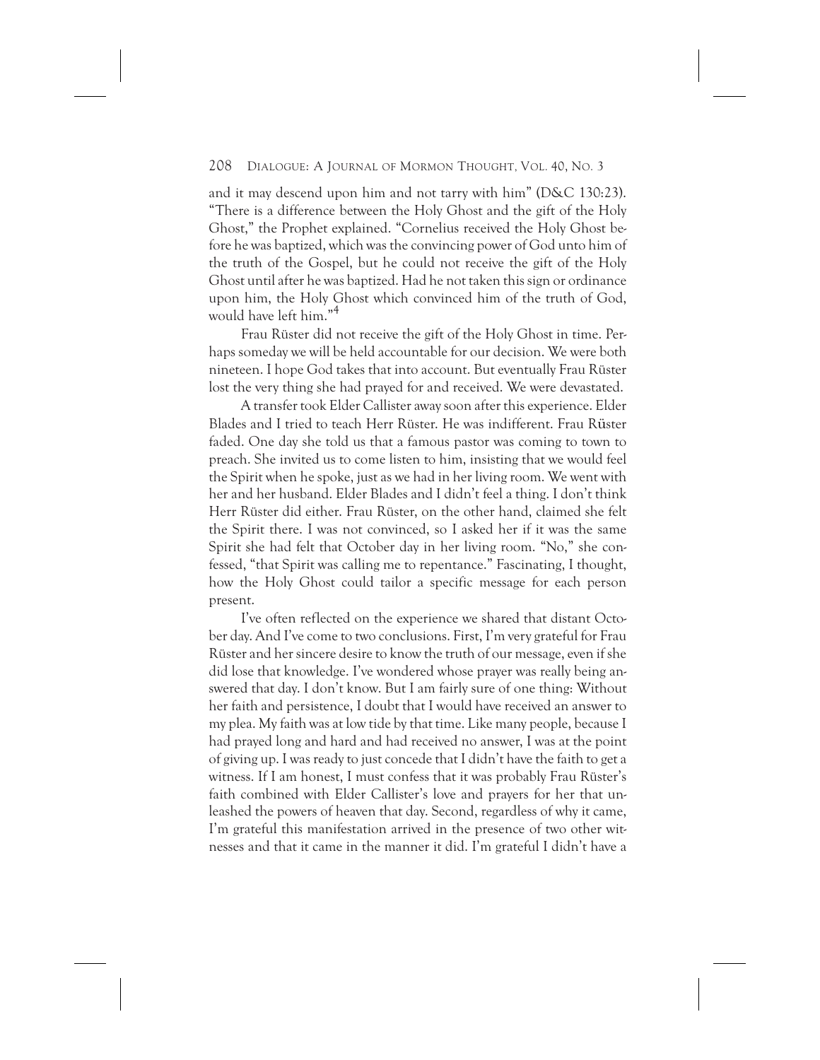and it may descend upon him and not tarry with him" (D&C 130:23). "There is a difference between the Holy Ghost and the gift of the Holy Ghost," the Prophet explained. "Cornelius received the Holy Ghost before he was baptized, which was the convincing power of God unto him of the truth of the Gospel, but he could not receive the gift of the Holy Ghost until after he was baptized. Had he not taken this sign or ordinance upon him, the Holy Ghost which convinced him of the truth of God, would have left him."[4]

Frau Rüster did not receive the gift of the Holy Ghost in time. Perhaps someday we will be held accountable for our decision. We were both nineteen. I hope God takes that into account. But eventually Frau Rüster lost the very thing she had prayed for and received. We were devastated.

A transfer took Elder Callister away soon after this experience. Elder Blades and I tried to teach Herr Rüster. He was indifferent. Frau Rüster faded. One day she told us that a famous pastor was coming to town to preach. She invited us to come listen to him, insisting that we would feel the Spirit when he spoke, just as we had in her living room. We went with her and her husband. Elder Blades and I didn't feel a thing. I don't think Herr Rüster did either. Frau Rüster, on the other hand, claimed she felt the Spirit there. I was not convinced, so I asked her if it was the same Spirit she had felt that October day in her living room. "No," she confessed, "that Spirit was calling me to repentance." Fascinating, I thought, how the Holy Ghost could tailor a specific message for each person present.

I've often reflected on the experience we shared that distant October day. And I've come to two conclusions. First, I'm very grateful for Frau Rüster and her sincere desire to know the truth of our message, even if she did lose that knowledge. I've wondered whose prayer was really being answered that day. I don't know. But I am fairly sure of one thing: Without her faith and persistence, I doubt that I would have received an answer to my plea. My faith was at low tide by that time. Like many people, because I had prayed long and hard and had received no answer, I was at the point of giving up. I was ready to just concede that I didn't have the faith to get a witness. If I am honest, I must confess that it was probably Frau Rüster's faith combined with Elder Callister's love and prayers for her that unleashed the powers of heaven that day. Second, regardless of why it came, I'm grateful this manifestation arrived in the presence of two other witnesses and that it came in the manner it did. I'm grateful I didn't have a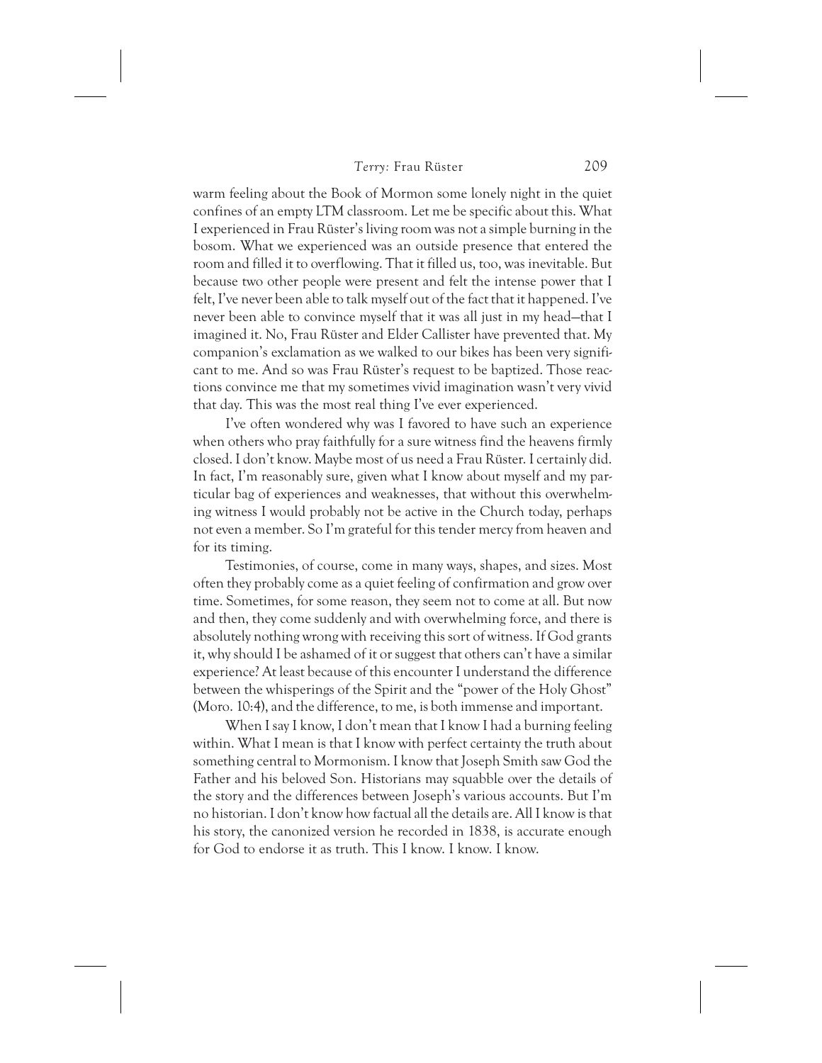warm feeling about the Book of Mormon some lonely night in the quiet confines of an empty LTM classroom. Let me be specific about this. What I experienced in Frau Rüster's living room was not a simple burning in the bosom. What we experienced was an outside presence that entered the room and filled it to overflowing. That it filled us, too, was inevitable. But because two other people were present and felt the intense power that I felt, I've never been able to talk myself out of the fact that it happened. I've never been able to convince myself that it was all just in my head—that I imagined it. No, Frau Rüster and Elder Callister have prevented that. My companion's exclamation as we walked to our bikes has been very significant to me. And so was Frau Rüster's request to be baptized. Those reactions convince me that my sometimes vivid imagination wasn't very vivid that day. This was the most real thing I've ever experienced.

I've often wondered why was I favored to have such an experience when others who pray faithfully for a sure witness find the heavens firmly closed. I don't know. Maybe most of us need a Frau Rüster. I certainly did. In fact, I'm reasonably sure, given what I know about myself and my particular bag of experiences and weaknesses, that without this overwhelming witness I would probably not be active in the Church today, perhaps not even a member. So I'm grateful for this tender mercy from heaven and for its timing.

Testimonies, of course, come in many ways, shapes, and sizes. Most often they probably come as a quiet feeling of confirmation and grow over time. Sometimes, for some reason, they seem not to come at all. But now and then, they come suddenly and with overwhelming force, and there is absolutely nothing wrong with receiving this sort of witness. If God grants it, why should I be ashamed of it or suggest that others can't have a similar experience? At least because of this encounter I understand the difference between the whisperings of the Spirit and the "power of the Holy Ghost" (Moro. 10:4), and the difference, to me, is both immense and important.

When I say I know, I don't mean that I know I had a burning feeling within. What I mean is that I know with perfect certainty the truth about something central to Mormonism. I know that Joseph Smith saw God the Father and his beloved Son. Historians may squabble over the details of the story and the differences between Joseph's various accounts. But I'm no historian. I don't know how factual all the details are. All I know is that his story, the canonized version he recorded in 1838, is accurate enough for God to endorse it as truth. This I know. I know. I know.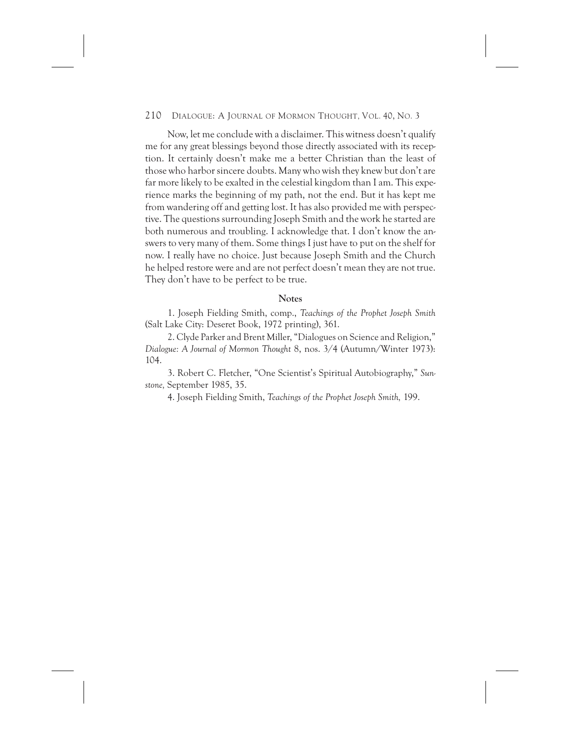Now, let me conclude with a disclaimer. This witness doesn't qualify me for any great blessings beyond those directly associated with its reception. It certainly doesn't make me a better Christian than the least of those who harbor sincere doubts. Many who wish they knew but don't are far more likely to be exalted in the celestial kingdom than I am. This experience marks the beginning of my path, not the end. But it has kept me from wandering off and getting lost. It has also provided me with perspective. The questions surrounding Joseph Smith and the work he started are both numerous and troubling. I acknowledge that. I don't know the answers to very many of them. Some things I just have to put on the shelf for now. I really have no choice. Just because Joseph Smith and the Church he helped restore were and are not perfect doesn't mean they are not true. They don't have to be perfect to be true.

## Notes

1. Joseph Fielding Smith, comp., *Teachings of the Prophet Joseph Smith* (Salt Lake City: Deseret Book, 1972 printing), 361.

2. Clyde Parker and Brent Miller, "Dialogues on Science and Religion," *Dialogue: A Journal of Mormon Thought* 8, nos. 3/4 (Autumn/Winter 1973): 104.

3. Robert C. Fletcher, "One Scientist's Spiritual Autobiography," *Sunstone,* September 1985, 35.

4. Joseph Fielding Smith, *Teachings of the Prophet Joseph Smith,* 199.